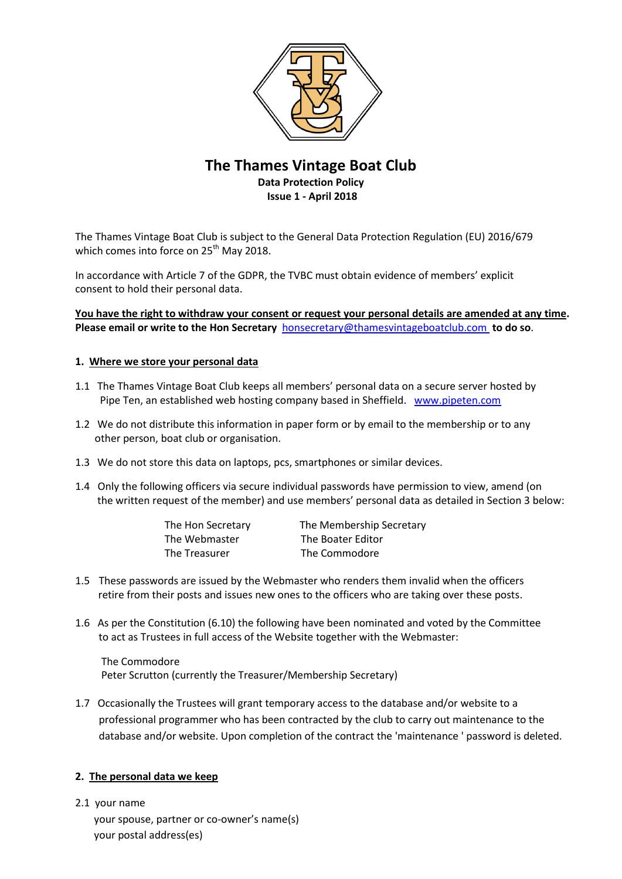# The Thames Vintage Boat Club

**Data Protection Policy**
**Issue 1 - April 2018**

The Thames Vintage Boat Club is subject to the General Data Protection Regulation (EU) 2016/679 which comes into force on 25th May 2018.

In accordance with Article 7 of the GDPR, the TVBC must obtain evidence of members' explicit consent to hold their personal data.

**You have the right to withdraw your consent or request your personal details are amended at any time. Please email or write to the Hon Secretary** honsecretary@thamesvintageboatclub.com **to do so**.

## 1. Where we store your personal data

1.1 The Thames Vintage Boat Club keeps all members' personal data on a secure server hosted by Pipe Ten, an established web hosting company based in Sheffield. www.pipeten.com

1.2 We do not distribute this information in paper form or by email to the membership or to any other person, boat club or organisation.

1.3 We do not store this data on laptops, pcs, smartphones or similar devices.

1.4 Only the following officers via secure individual passwords have permission to view, amend (on the written request of the member) and use members' personal data as detailed in Section 3 below:

| | |
|---|---|
| The Hon Secretary | The Membership Secretary |
| The Webmaster | The Boater Editor |
| The Treasurer | The Commodore |

1.5 These passwords are issued by the Webmaster who renders them invalid when the officers retire from their posts and issues new ones to the officers who are taking over these posts.

1.6 As per the Constitution (6.10) the following have been nominated and voted by the Committee to act as Trustees in full access of the Website together with the Webmaster:

The Commodore
Peter Scrutton (currently the Treasurer/Membership Secretary)

1.7 Occasionally the Trustees will grant temporary access to the database and/or website to a professional programmer who has been contracted by the club to carry out maintenance to the database and/or website. Upon completion of the contract the 'maintenance ' password is deleted.

## 2. The personal data we keep

2.1 your name
your spouse, partner or co-owner's name(s)
your postal address(es)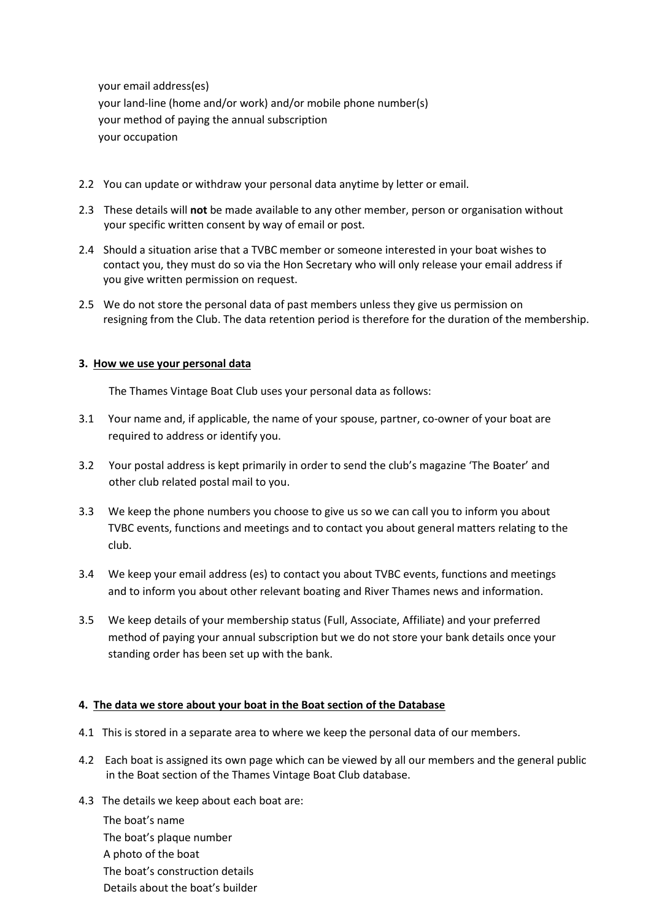your email address(es)
your land-line (home and/or work) and/or mobile phone number(s)
your method of paying the annual subscription
your occupation

2.2 You can update or withdraw your personal data anytime by letter or email.

2.3 These details will **not** be made available to any other member, person or organisation without your specific written consent by way of email or post.

2.4 Should a situation arise that a TVBC member or someone interested in your boat wishes to contact you, they must do so via the Hon Secretary who will only release your email address if you give written permission on request.

2.5 We do not store the personal data of past members unless they give us permission on resigning from the Club. The data retention period is therefore for the duration of the membership.

### 3. How we use your personal data

The Thames Vintage Boat Club uses your personal data as follows:

3.1 Your name and, if applicable, the name of your spouse, partner, co-owner of your boat are required to address or identify you.

3.2 Your postal address is kept primarily in order to send the club's magazine 'The Boater' and other club related postal mail to you.

3.3 We keep the phone numbers you choose to give us so we can call you to inform you about TVBC events, functions and meetings and to contact you about general matters relating to the club.

3.4 We keep your email address (es) to contact you about TVBC events, functions and meetings and to inform you about other relevant boating and River Thames news and information.

3.5 We keep details of your membership status (Full, Associate, Affiliate) and your preferred method of paying your annual subscription but we do not store your bank details once your standing order has been set up with the bank.

### 4. The data we store about your boat in the Boat section of the Database

4.1 This is stored in a separate area to where we keep the personal data of our members.

4.2 Each boat is assigned its own page which can be viewed by all our members and the general public in the Boat section of the Thames Vintage Boat Club database.

4.3 The details we keep about each boat are:

The boat's name
The boat's plaque number
A photo of the boat
The boat's construction details
Details about the boat's builder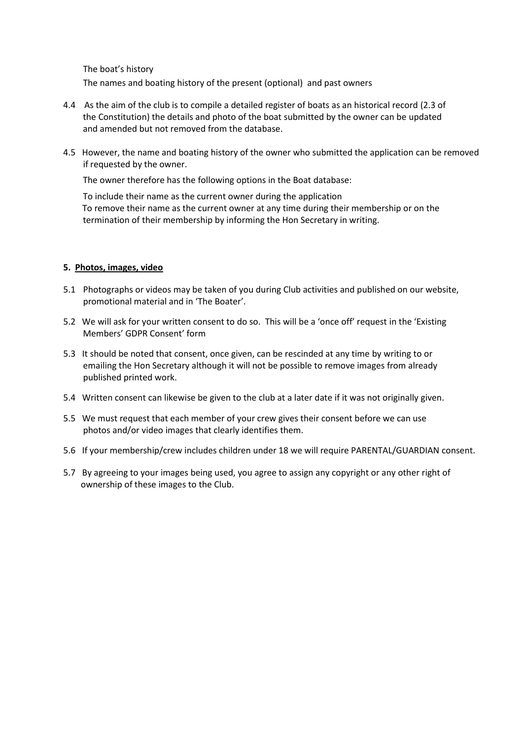The boat's history

The names and boating history of the present (optional) and past owners

4.4 As the aim of the club is to compile a detailed register of boats as an historical record (2.3 of the Constitution) the details and photo of the boat submitted by the owner can be updated and amended but not removed from the database.

4.5 However, the name and boating history of the owner who submitted the application can be removed if requested by the owner.

The owner therefore has the following options in the Boat database:

To include their name as the current owner during the application

To remove their name as the current owner at any time during their membership or on the termination of their membership by informing the Hon Secretary in writing.

**5. Photos, images, video**

5.1 Photographs or videos may be taken of you during Club activities and published on our website, promotional material and in 'The Boater'.

5.2 We will ask for your written consent to do so. This will be a 'once off' request in the 'Existing Members' GDPR Consent' form

5.3 It should be noted that consent, once given, can be rescinded at any time by writing to or emailing the Hon Secretary although it will not be possible to remove images from already published printed work.

5.4 Written consent can likewise be given to the club at a later date if it was not originally given.

5.5 We must request that each member of your crew gives their consent before we can use photos and/or video images that clearly identifies them.

5.6 If your membership/crew includes children under 18 we will require PARENTAL/GUARDIAN consent.

5.7 By agreeing to your images being used, you agree to assign any copyright or any other right of ownership of these images to the Club.